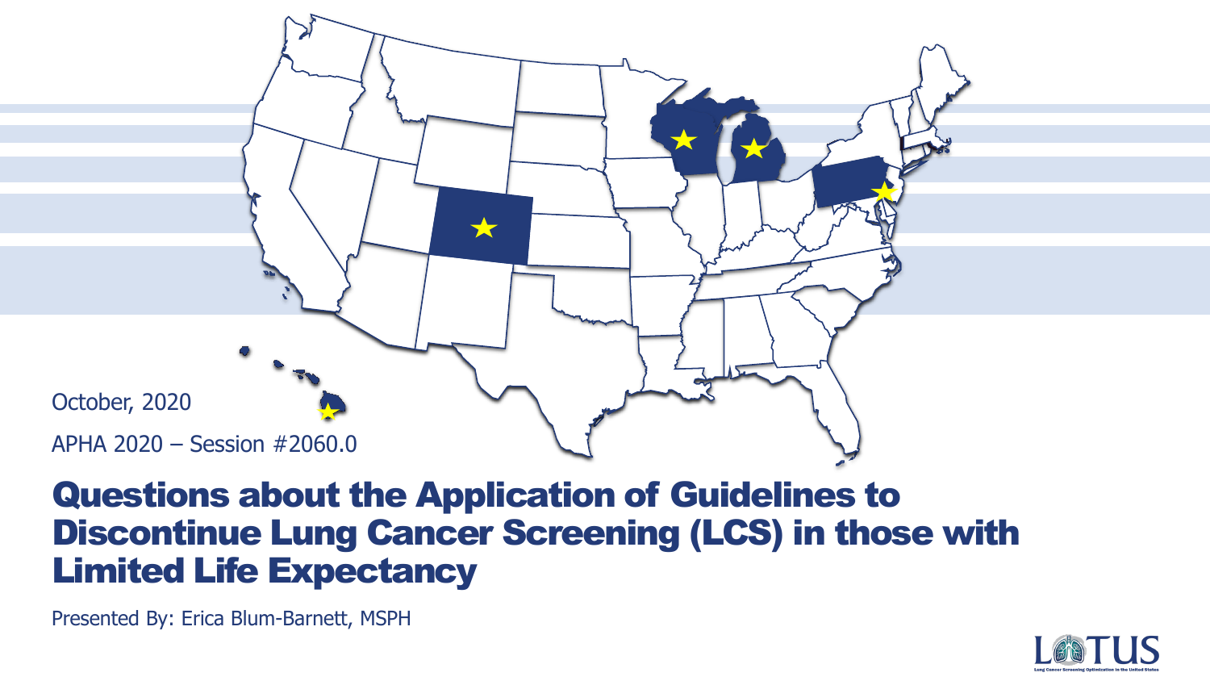October, 2020

APHA 2020 – Session #2060.0

# Questions about the Application of Guidelines to Discontinue Lung Cancer Screening (LCS) in those with Limited Life Expectancy

Presented By: Erica Blum-Barnett, MSPH

LOTUS

Lung Cancer Screening Optimization in the United States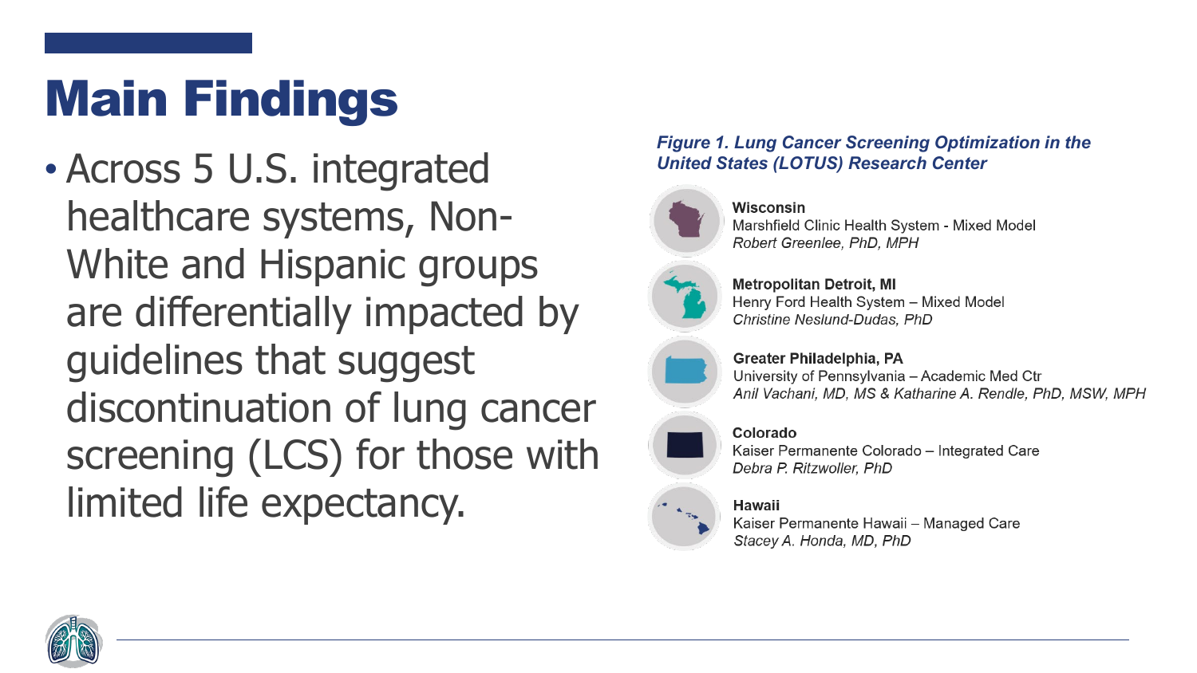# Main Findings

- Across 5 U.S. integrated healthcare systems, Non-White and Hispanic groups are differentially impacted by guidelines that suggest discontinuation of lung cancer screening (LCS) for those with limited life expectancy.

***Figure 1. Lung Cancer Screening Optimization in the United States (LOTUS) Research Center***

**Wisconsin**
Marshfield Clinic Health System - Mixed Model
*Robert Greenlee, PhD, MPH*

**Metropolitan Detroit, MI**
Henry Ford Health System – Mixed Model
*Christine Neslund-Dudas, PhD*

**Greater Philadelphia, PA**
University of Pennsylvania – Academic Med Ctr
*Anil Vachani, MD, MS & Katharine A. Rendle, PhD, MSW, MPH*

**Colorado**
Kaiser Permanente Colorado – Integrated Care
*Debra P. Ritzwoller, PhD*

**Hawaii**
Kaiser Permanente Hawaii – Managed Care
*Stacey A. Honda, MD, PhD*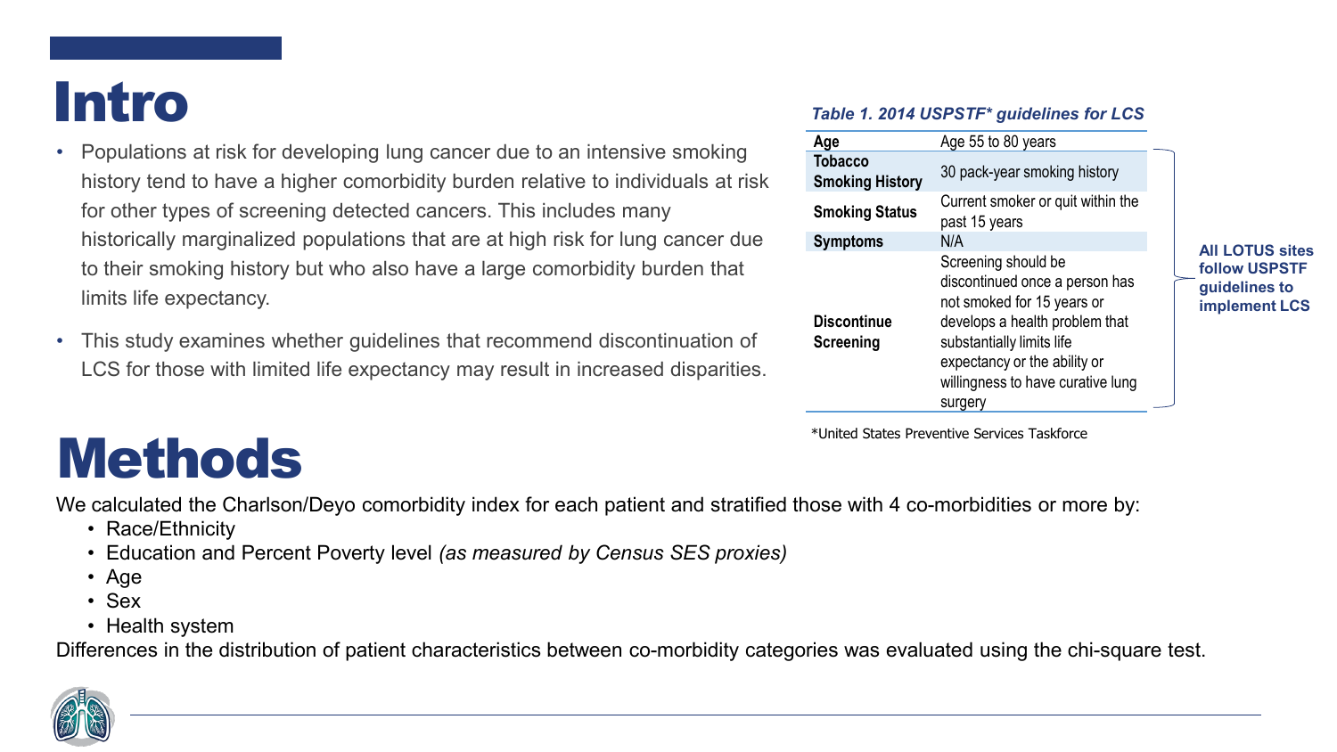# Intro

- Populations at risk for developing lung cancer due to an intensive smoking history tend to have a higher comorbidity burden relative to individuals at risk for other types of screening detected cancers. This includes many historically marginalized populations that are at high risk for lung cancer due to their smoking history but who also have a large comorbidity burden that limits life expectancy.
- This study examines whether guidelines that recommend discontinuation of LCS for those with limited life expectancy may result in increased disparities.

***Table 1. 2014 USPSTF* guidelines for LCS***

| | |
|---|---|
| **Age** | Age 55 to 80 years |
| **Tobacco Smoking History** | 30 pack-year smoking history |
| **Smoking Status** | Current smoker or quit within the past 15 years |
| **Symptoms** | N/A |
| **Discontinue Screening** | Screening should be discontinued once a person has not smoked for 15 years or develops a health problem that substantially limits life expectancy or the ability or willingness to have curative lung surgery |

**All LOTUS sites follow USPSTF guidelines to implement LCS**

*United States Preventive Services Taskforce

# Methods

We calculated the Charlson/Deyo comorbidity index for each patient and stratified those with 4 co-morbidities or more by:

- Race/Ethnicity
- Education and Percent Poverty level *(as measured by Census SES proxies)*
- Age
- Sex
- Health system

Differences in the distribution of patient characteristics between co-morbidity categories was evaluated using the chi-square test.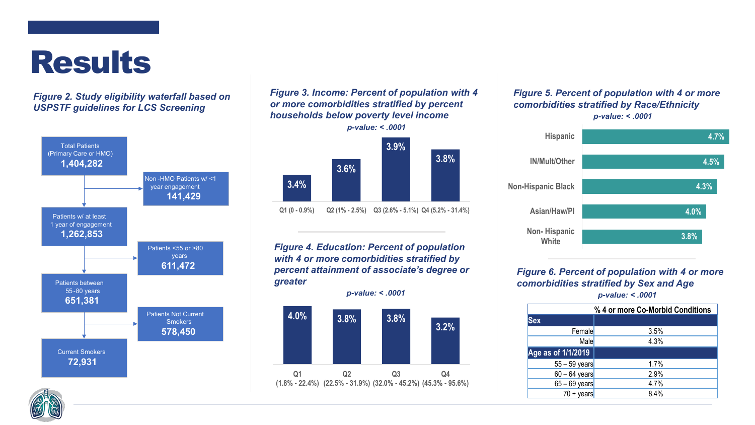# Results

*Figure 2. Study eligibility waterfall based on USPSTF guidelines for LCS Screening*

- Total Patients (Primary Care or HMO): **1,404,282**
  - Non-HMO Patients w/ <1 year engagement: **141,429**
- Patients w/ at least 1 year of engagement: **1,262,853**
  - Patients <55 or >80 years: **611,472**
- Patients between 55-80 years: **651,381**
  - Patients Not Current Smokers: **578,450**
- Current Smokers: **72,931**

*Figure 3. Income: Percent of population with 4 or more comorbidities stratified by percent households below poverty level income*

*p-value: < .0001*

| Q1 (0 - 0.9%) | Q2 (1% - 2.5%) | Q3 (2.6% - 5.1%) | Q4 (5.2% - 31.4%) |
|---|---|---|---|
| 3.4% | 3.6% | 3.9% | 3.8% |

*Figure 4. Education: Percent of population with 4 or more comorbidities stratified by percent attainment of associate's degree or greater*

*p-value: < .0001*

| Q1 (1.8% - 22.4%) | Q2 (22.5% - 31.9%) | Q3 (32.0% - 45.2%) | Q4 (45.3% - 95.6%) |
|---|---|---|---|
| 4.0% | 3.8% | 3.8% | 3.2% |

*Figure 5. Percent of population with 4 or more comorbidities stratified by Race/Ethnicity*

*p-value: < .0001*

| Race/Ethnicity | % |
|---|---|
| Hispanic | 4.7% |
| IN/Mult/Other | 4.5% |
| Non-Hispanic Black | 4.3% |
| Asian/Haw/PI | 4.0% |
| Non- Hispanic White | 3.8% |

*Figure 6. Percent of population with 4 or more comorbidities stratified by Sex and Age*

*p-value: < .0001*

| | % 4 or more Co-Morbid Conditions |
|---|---|
| **Sex** | |
| Female | 3.5% |
| Male | 4.3% |
| **Age as of 1/1/2019** | |
| 55 – 59 years | 1.7% |
| 60 – 64 years | 2.9% |
| 65 – 69 years | 4.7% |
| 70 + years | 8.4% |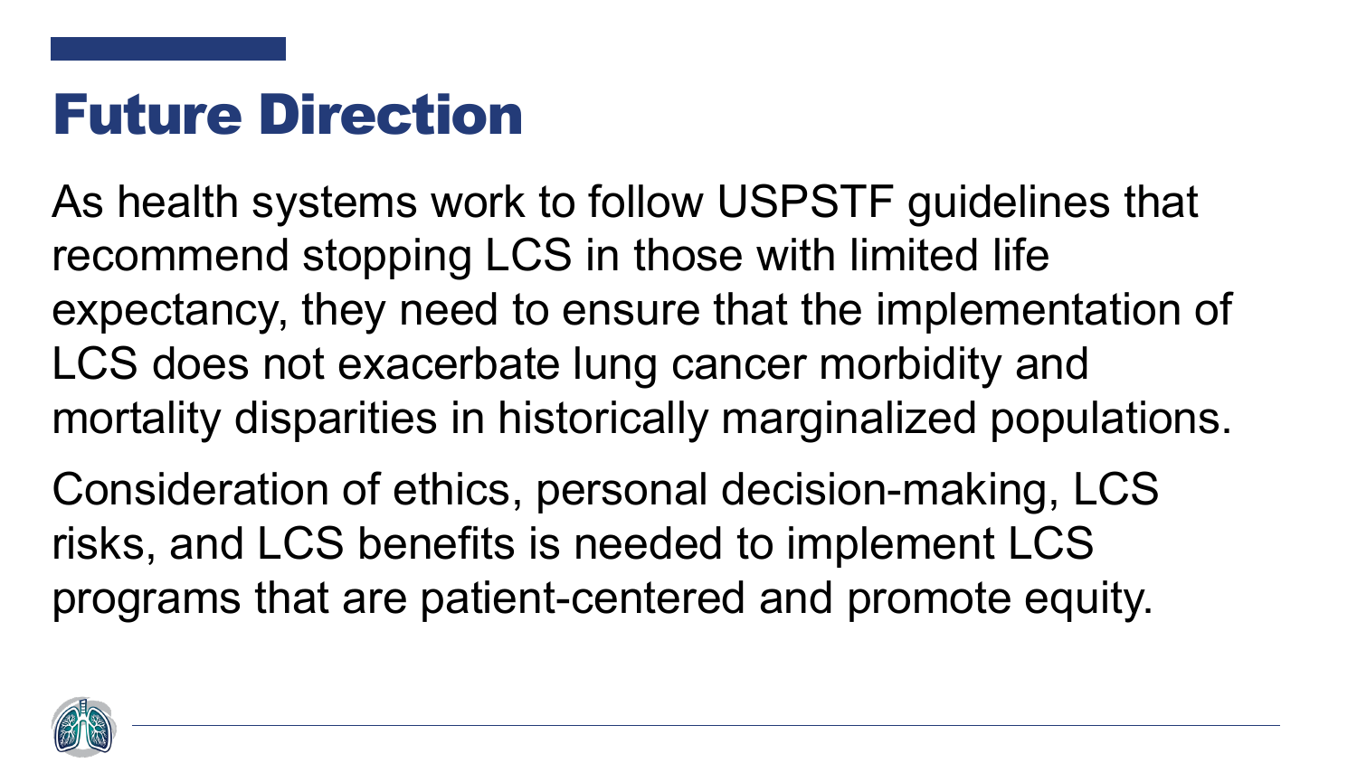# Future Direction

As health systems work to follow USPSTF guidelines that recommend stopping LCS in those with limited life expectancy, they need to ensure that the implementation of LCS does not exacerbate lung cancer morbidity and mortality disparities in historically marginalized populations.

Consideration of ethics, personal decision-making, LCS risks, and LCS benefits is needed to implement LCS programs that are patient-centered and promote equity.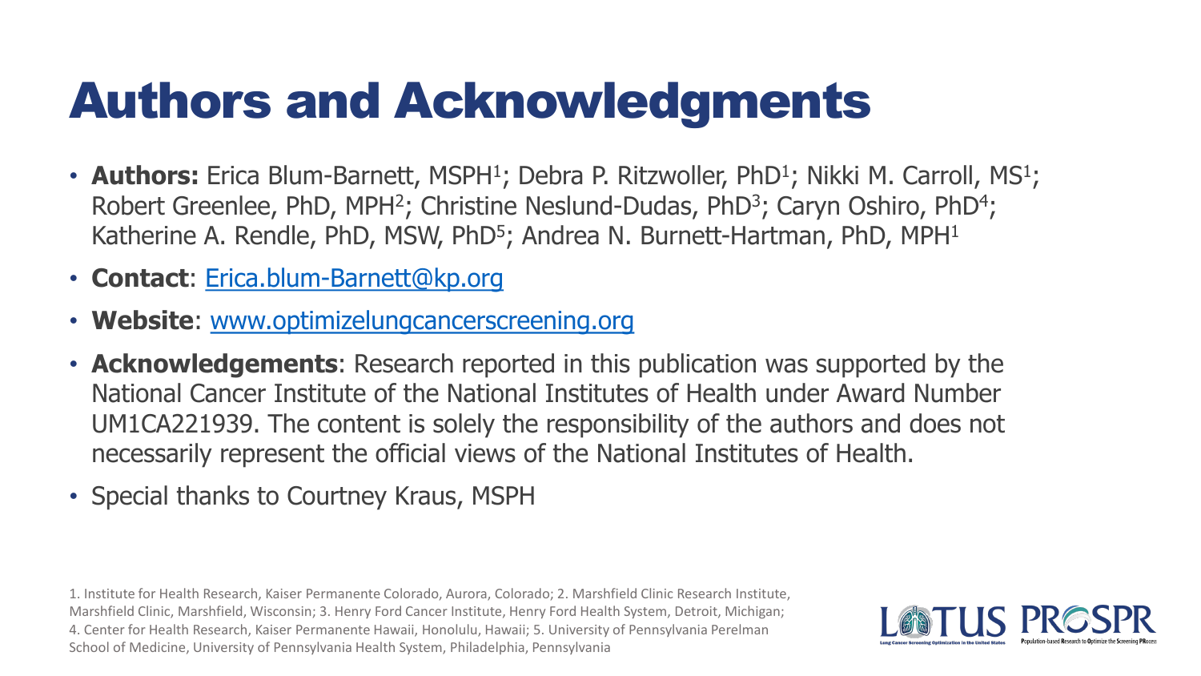# Authors and Acknowledgments

- **Authors:** Erica Blum-Barnett, MSPH[1]; Debra P. Ritzwoller, PhD[1]; Nikki M. Carroll, MS[1]; Robert Greenlee, PhD, MPH[2]; Christine Neslund-Dudas, PhD[3]; Caryn Oshiro, PhD[4]; Katherine A. Rendle, PhD, MSW, PhD[5]; Andrea N. Burnett-Hartman, PhD, MPH[1]
- **Contact**: Erica.blum-Barnett@kp.org
- **Website**: www.optimizelungcancerscreening.org
- **Acknowledgements**: Research reported in this publication was supported by the National Cancer Institute of the National Institutes of Health under Award Number UM1CA221939. The content is solely the responsibility of the authors and does not necessarily represent the official views of the National Institutes of Health.
- Special thanks to Courtney Kraus, MSPH

1. Institute for Health Research, Kaiser Permanente Colorado, Aurora, Colorado; 2. Marshfield Clinic Research Institute, Marshfield Clinic, Marshfield, Wisconsin; 3. Henry Ford Cancer Institute, Henry Ford Health System, Detroit, Michigan; 4. Center for Health Research, Kaiser Permanente Hawaii, Honolulu, Hawaii; 5. University of Pennsylvania Perelman School of Medicine, University of Pennsylvania Health System, Philadelphia, Pennsylvania

LOTUS Lung Cancer Screening Optimization in the United States

PROSPR Population-based Research to Optimize the Screening PRocess